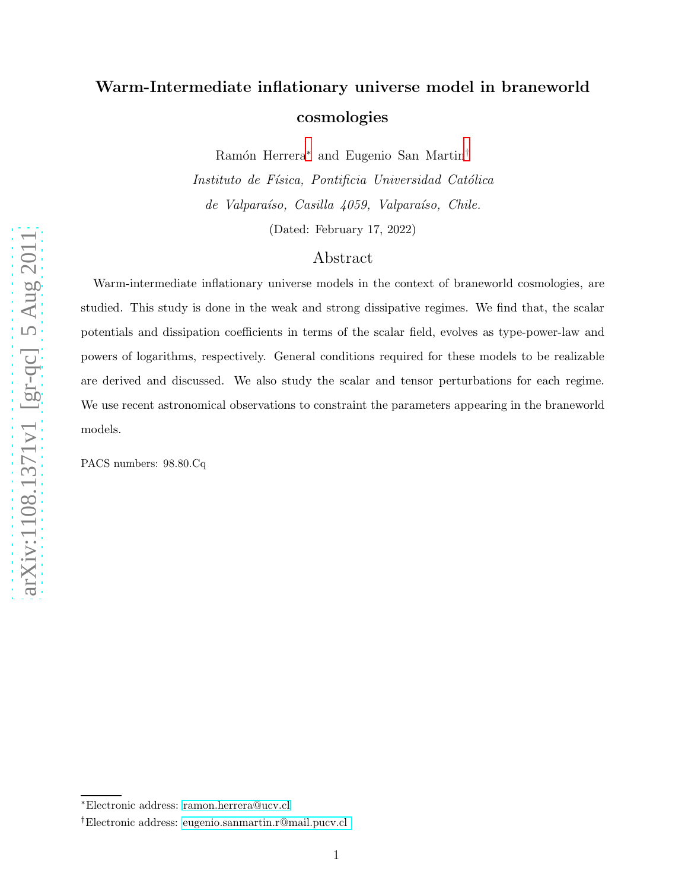# Warm-Intermediate inflationary universe model in braneworld cosmologies

Ramón Herrera[*] and Eugenio San Martin[†]

*Instituto de Física, Pontificia Universidad Católica de Valparaíso, Casilla 4059, Valparaíso, Chile.*

(Dated: February 17, 2022)

## Abstract

Warm-intermediate inflationary universe models in the context of braneworld cosmologies, are studied. This study is done in the weak and strong dissipative regimes. We find that, the scalar potentials and dissipation coefficients in terms of the scalar field, evolves as type-power-law and powers of logarithms, respectively. General conditions required for these models to be realizable are derived and discussed. We also study the scalar and tensor perturbations for each regime. We use recent astronomical observations to constraint the parameters appearing in the braneworld models.

PACS numbers: 98.80.Cq

[*]Electronic address: ramon.herrera@ucv.cl

[†]Electronic address: eugenio.sanmartin.r@mail.pucv.cl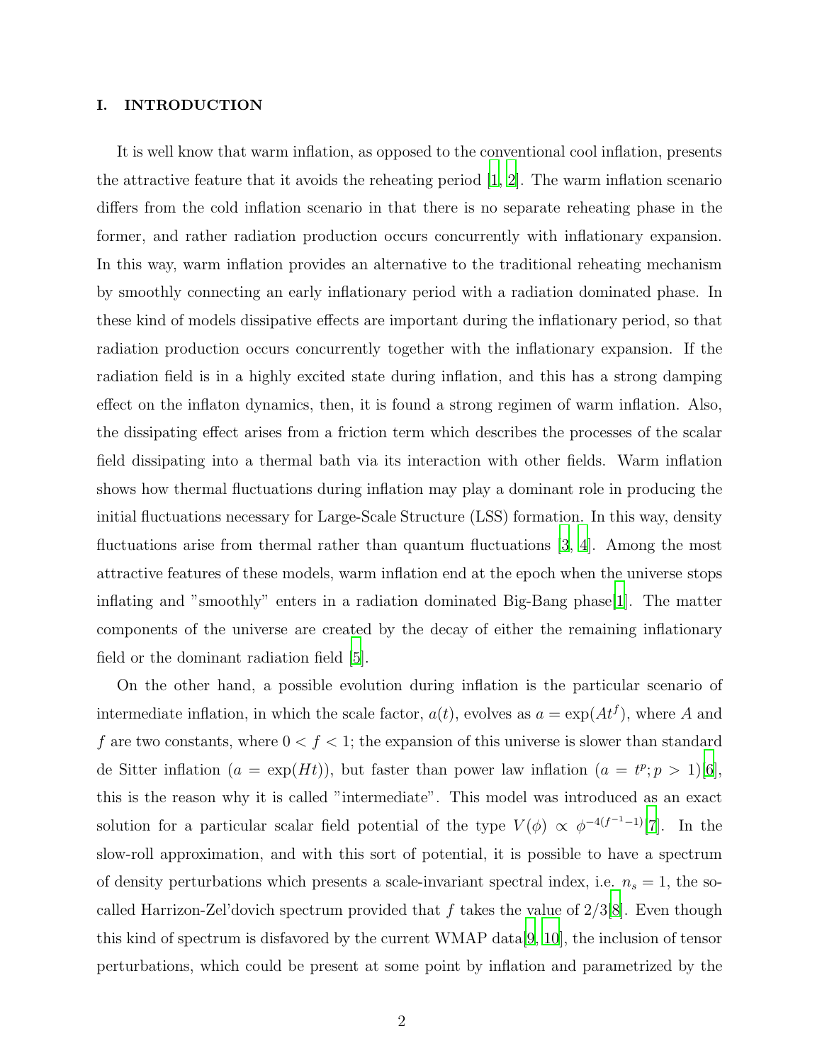## I. INTRODUCTION

It is well know that warm inflation, as opposed to the conventional cool inflation, presents the attractive feature that it avoids the reheating period [1, 2]. The warm inflation scenario differs from the cold inflation scenario in that there is no separate reheating phase in the former, and rather radiation production occurs concurrently with inflationary expansion. In this way, warm inflation provides an alternative to the traditional reheating mechanism by smoothly connecting an early inflationary period with a radiation dominated phase. In these kind of models dissipative effects are important during the inflationary period, so that radiation production occurs concurrently together with the inflationary expansion. If the radiation field is in a highly excited state during inflation, and this has a strong damping effect on the inflaton dynamics, then, it is found a strong regimen of warm inflation. Also, the dissipating effect arises from a friction term which describes the processes of the scalar field dissipating into a thermal bath via its interaction with other fields. Warm inflation shows how thermal fluctuations during inflation may play a dominant role in producing the initial fluctuations necessary for Large-Scale Structure (LSS) formation. In this way, density fluctuations arise from thermal rather than quantum fluctuations [3, 4]. Among the most attractive features of these models, warm inflation end at the epoch when the universe stops inflating and "smoothly" enters in a radiation dominated Big-Bang phase[1]. The matter components of the universe are created by the decay of either the remaining inflationary field or the dominant radiation field [5].

On the other hand, a possible evolution during inflation is the particular scenario of intermediate inflation, in which the scale factor, $a(t)$, evolves as $a = \exp(At^f)$, where $A$ and $f$ are two constants, where $0 < f < 1$; the expansion of this universe is slower than standard de Sitter inflation ($a = \exp(Ht)$), but faster than power law inflation ($a = t^p; p > 1$)[6], this is the reason why it is called "intermediate". This model was introduced as an exact solution for a particular scalar field potential of the type $V(\phi) \propto \phi^{-4(f^{-1}-1)}$[7]. In the slow-roll approximation, and with this sort of potential, it is possible to have a spectrum of density perturbations which presents a scale-invariant spectral index, i.e. $n_s = 1$, the so-called Harrizon-Zel'dovich spectrum provided that $f$ takes the value of $2/3$[8]. Even though this kind of spectrum is disfavored by the current WMAP data[9, 10], the inclusion of tensor perturbations, which could be present at some point by inflation and parametrized by the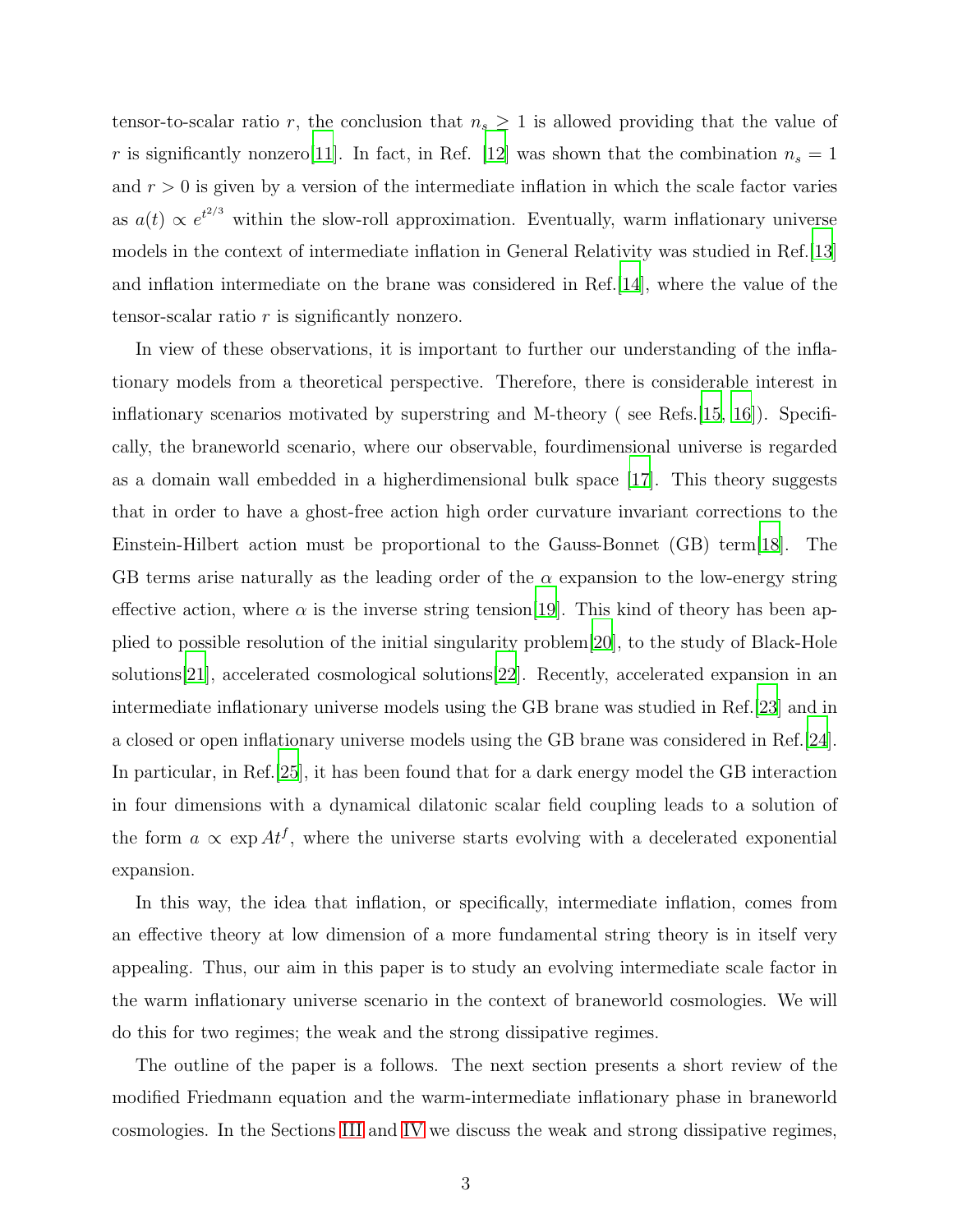tensor-to-scalar ratio $r$, the conclusion that $n_s \geq 1$ is allowed providing that the value of $r$ is significantly nonzero[11]. In fact, in Ref. [12] was shown that the combination $n_s = 1$ and $r > 0$ is given by a version of the intermediate inflation in which the scale factor varies as $a(t) \propto e^{t^{2/3}}$ within the slow-roll approximation. Eventually, warm inflationary universe models in the context of intermediate inflation in General Relativity was studied in Ref.[13] and inflation intermediate on the brane was considered in Ref.[14], where the value of the tensor-scalar ratio $r$ is significantly nonzero.

In view of these observations, it is important to further our understanding of the inflationary models from a theoretical perspective. Therefore, there is considerable interest in inflationary scenarios motivated by superstring and M-theory ( see Refs.[15, 16]). Specifically, the braneworld scenario, where our observable, fourdimensional universe is regarded as a domain wall embedded in a higherdimensional bulk space [17]. This theory suggests that in order to have a ghost-free action high order curvature invariant corrections to the Einstein-Hilbert action must be proportional to the Gauss-Bonnet (GB) term[18]. The GB terms arise naturally as the leading order of the $\alpha$ expansion to the low-energy string effective action, where $\alpha$ is the inverse string tension[19]. This kind of theory has been applied to possible resolution of the initial singularity problem[20], to the study of Black-Hole solutions[21], accelerated cosmological solutions[22]. Recently, accelerated expansion in an intermediate inflationary universe models using the GB brane was studied in Ref.[23] and in a closed or open inflationary universe models using the GB brane was considered in Ref.[24]. In particular, in Ref.[25], it has been found that for a dark energy model the GB interaction in four dimensions with a dynamical dilatonic scalar field coupling leads to a solution of the form $a \propto \exp At^f$, where the universe starts evolving with a decelerated exponential expansion.

In this way, the idea that inflation, or specifically, intermediate inflation, comes from an effective theory at low dimension of a more fundamental string theory is in itself very appealing. Thus, our aim in this paper is to study an evolving intermediate scale factor in the warm inflationary universe scenario in the context of braneworld cosmologies. We will do this for two regimes; the weak and the strong dissipative regimes.

The outline of the paper is a follows. The next section presents a short review of the modified Friedmann equation and the warm-intermediate inflationary phase in braneworld cosmologies. In the Sections III and IV we discuss the weak and strong dissipative regimes,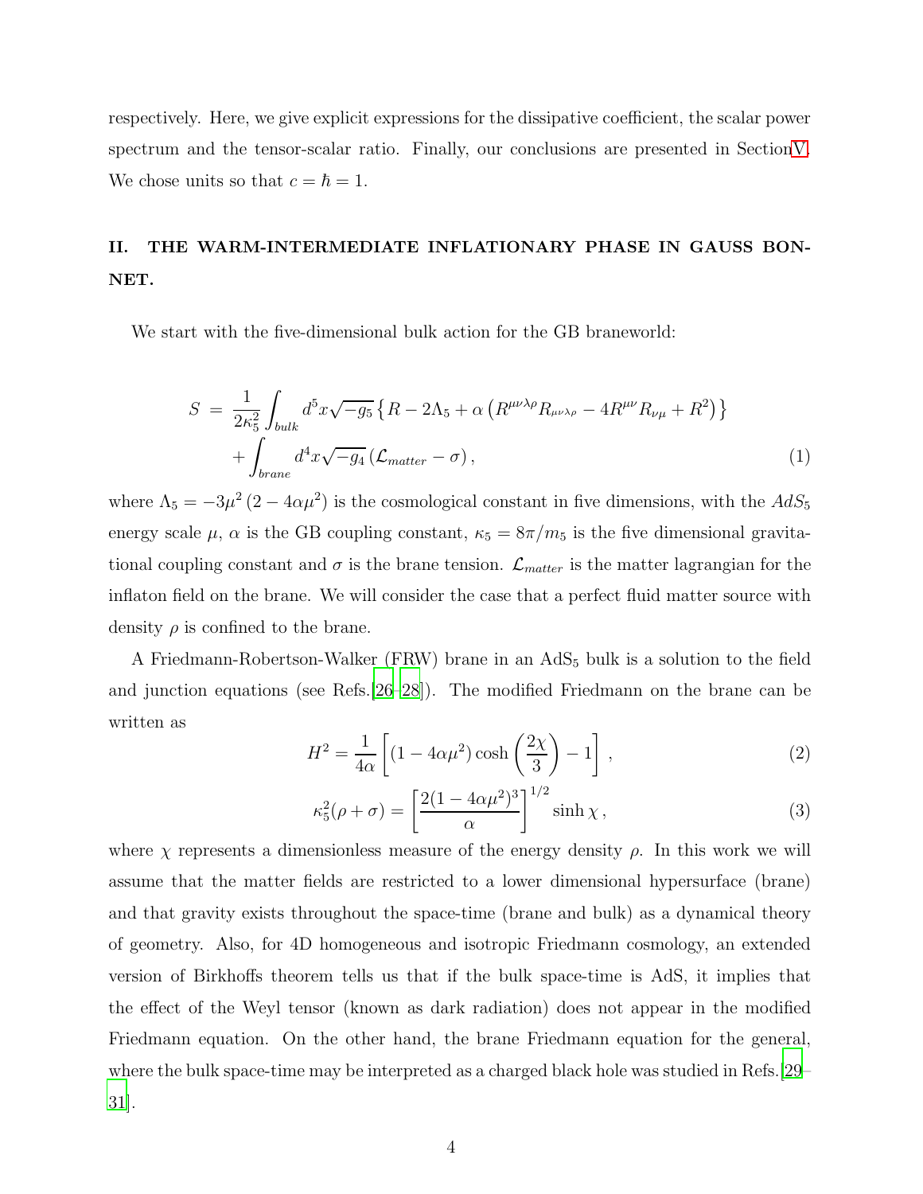respectively. Here, we give explicit expressions for the dissipative coefficient, the scalar power spectrum and the tensor-scalar ratio. Finally, our conclusions are presented in SectionV. We chose units so that $c = \hbar = 1$.

## II. THE WARM-INTERMEDIATE INFLATIONARY PHASE IN GAUSS BONNET.

We start with the five-dimensional bulk action for the GB braneworld:

$$
\begin{aligned}
S \;=\; & \frac{1}{2\kappa_5^2}\int_{bulk} d^5x\sqrt{-g_5}\left\{R - 2\Lambda_5 + \alpha\left(R^{\mu\nu\lambda\rho}R_{\mu\nu\lambda\rho} - 4R^{\mu\nu}R_{\nu\mu} + R^2\right)\right\} \\
& + \int_{brane} d^4x\sqrt{-g_4}\left(\mathcal{L}_{matter} - \sigma\right), \qquad (1)
\end{aligned}
$$

where $\Lambda_5 = -3\mu^2\left(2 - 4\alpha\mu^2\right)$ is the cosmological constant in five dimensions, with the $AdS_5$ energy scale $\mu$, $\alpha$ is the GB coupling constant, $\kappa_5 = 8\pi/m_5$ is the five dimensional gravitational coupling constant and $\sigma$ is the brane tension. $\mathcal{L}_{matter}$ is the matter lagrangian for the inflaton field on the brane. We will consider the case that a perfect fluid matter source with density $\rho$ is confined to the brane.

A Friedmann-Robertson-Walker (FRW) brane in an AdS$_5$ bulk is a solution to the field and junction equations (see Refs.[26–28]). The modified Friedmann on the brane can be written as

$$
H^2 = \frac{1}{4\alpha}\left[(1-4\alpha\mu^2)\cosh\left(\frac{2\chi}{3}\right) - 1\right], \qquad (2)
$$

$$
\kappa_5^2(\rho+\sigma) = \left[\frac{2(1-4\alpha\mu^2)^3}{\alpha}\right]^{1/2}\sinh\chi\,, \qquad (3)
$$

where $\chi$ represents a dimensionless measure of the energy density $\rho$. In this work we will assume that the matter fields are restricted to a lower dimensional hypersurface (brane) and that gravity exists throughout the space-time (brane and bulk) as a dynamical theory of geometry. Also, for 4D homogeneous and isotropic Friedmann cosmology, an extended version of Birkhoffs theorem tells us that if the bulk space-time is AdS, it implies that the effect of the Weyl tensor (known as dark radiation) does not appear in the modified Friedmann equation. On the other hand, the brane Friedmann equation for the general, where the bulk space-time may be interpreted as a charged black hole was studied in Refs.[29–31].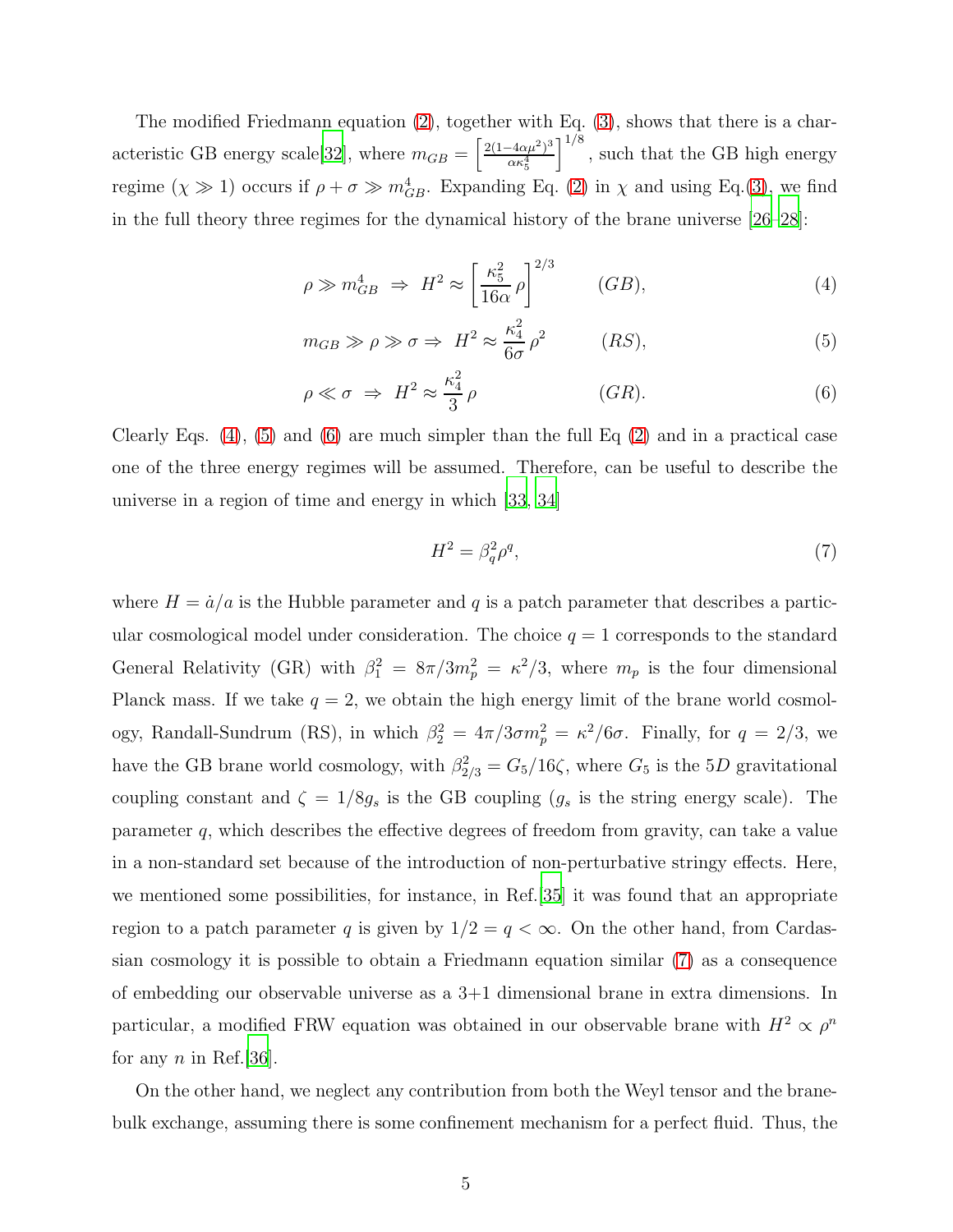The modified Friedmann equation (2), together with Eq. (3), shows that there is a characteristic GB energy scale[32], where $m_{GB} = \left[\frac{2(1-4\alpha\mu^2)^3}{\alpha\kappa_5^4}\right]^{1/8}$, such that the GB high energy regime ($\chi \gg 1$) occurs if $\rho + \sigma \gg m_{GB}^4$. Expanding Eq. (2) in $\chi$ and using Eq.(3), we find in the full theory three regimes for the dynamical history of the brane universe [26–28]:

$$\rho \gg m_{GB}^4 \;\Rightarrow\; H^2 \approx \left[\frac{\kappa_5^2}{16\alpha}\,\rho\right]^{2/3} \qquad (GB), \tag{4}$$

$$m_{GB} \gg \rho \gg \sigma \Rightarrow\; H^2 \approx \frac{\kappa_4^2}{6\sigma}\,\rho^2 \qquad (RS), \tag{5}$$

$$\rho \ll \sigma \;\Rightarrow\; H^2 \approx \frac{\kappa_4^2}{3}\,\rho \qquad (GR). \tag{6}$$

Clearly Eqs. (4), (5) and (6) are much simpler than the full Eq (2) and in a practical case one of the three energy regimes will be assumed. Therefore, can be useful to describe the universe in a region of time and energy in which [33, 34]

$$H^2 = \beta_q^2 \rho^q, \tag{7}$$

where $H = \dot{a}/a$ is the Hubble parameter and $q$ is a patch parameter that describes a particular cosmological model under consideration. The choice $q = 1$ corresponds to the standard General Relativity (GR) with $\beta_1^2 = 8\pi/3m_p^2 = \kappa^2/3$, where $m_p$ is the four dimensional Planck mass. If we take $q = 2$, we obtain the high energy limit of the brane world cosmology, Randall-Sundrum (RS), in which $\beta_2^2 = 4\pi/3\sigma m_p^2 = \kappa^2/6\sigma$. Finally, for $q = 2/3$, we have the GB brane world cosmology, with $\beta_{2/3}^2 = G_5/16\zeta$, where $G_5$ is the $5D$ gravitational coupling constant and $\zeta = 1/8g_s$ is the GB coupling ($g_s$ is the string energy scale). The parameter $q$, which describes the effective degrees of freedom from gravity, can take a value in a non-standard set because of the introduction of non-perturbative stringy effects. Here, we mentioned some possibilities, for instance, in Ref.[35] it was found that an appropriate region to a patch parameter $q$ is given by $1/2 = q < \infty$. On the other hand, from Cardassian cosmology it is possible to obtain a Friedmann equation similar (7) as a consequence of embedding our observable universe as a 3+1 dimensional brane in extra dimensions. In particular, a modified FRW equation was obtained in our observable brane with $H^2 \propto \rho^n$ for any $n$ in Ref.[36].

On the other hand, we neglect any contribution from both the Weyl tensor and the brane-bulk exchange, assuming there is some confinement mechanism for a perfect fluid. Thus, the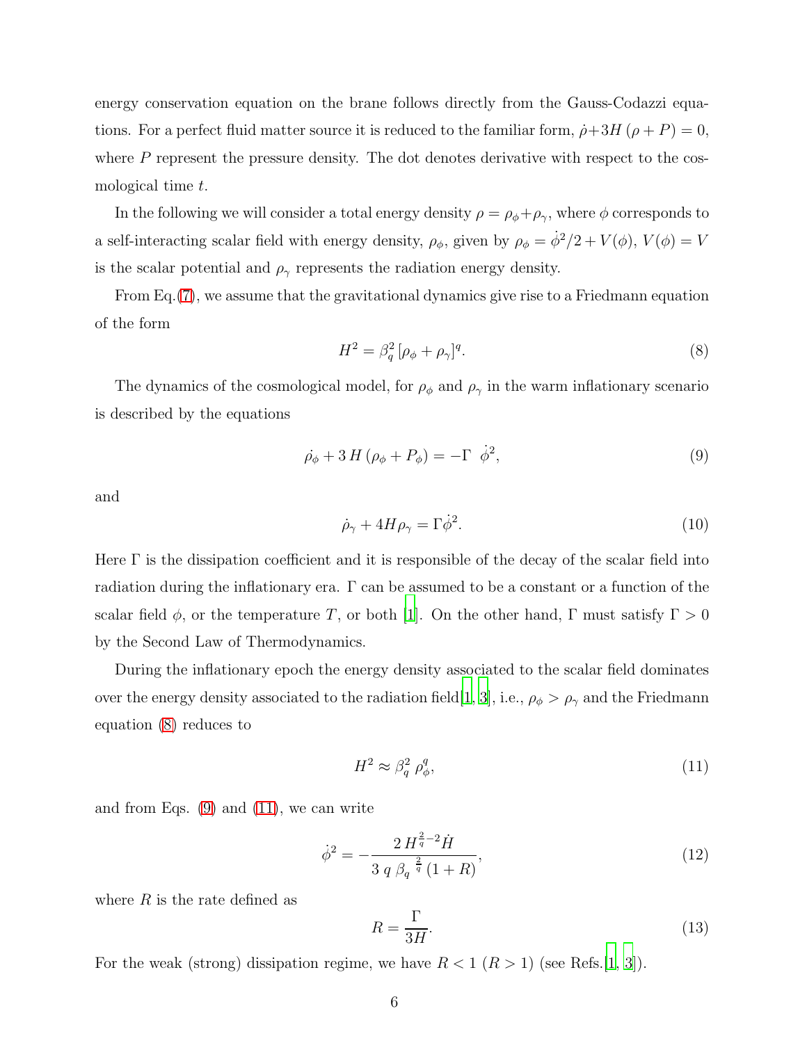energy conservation equation on the brane follows directly from the Gauss-Codazzi equations. For a perfect fluid matter source it is reduced to the familiar form, $\dot{\rho}+3H\left(\rho+P\right)=0$, where $P$ represent the pressure density. The dot denotes derivative with respect to the cosmological time $t$.

In the following we will consider a total energy density $\rho=\rho_\phi+\rho_\gamma$, where $\phi$ corresponds to a self-interacting scalar field with energy density, $\rho_\phi$, given by $\rho_\phi=\dot{\phi}^2/2+V(\phi)$, $V(\phi)=V$ is the scalar potential and $\rho_\gamma$ represents the radiation energy density.

From Eq.(7), we assume that the gravitational dynamics give rise to a Friedmann equation of the form

$$H^2=\beta_q^2\,[\rho_\phi+\rho_\gamma]^q. \tag{8}$$

The dynamics of the cosmological model, for $\rho_\phi$ and $\rho_\gamma$ in the warm inflationary scenario is described by the equations

$$\dot{\rho_\phi}+3\,H\,(\rho_\phi+P_\phi)=-\Gamma\;\;\dot{\phi}^2, \tag{9}$$

and

$$\dot{\rho}_\gamma+4H\rho_\gamma=\Gamma\dot{\phi}^2. \tag{10}$$

Here $\Gamma$ is the dissipation coefficient and it is responsible of the decay of the scalar field into radiation during the inflationary era. $\Gamma$ can be assumed to be a constant or a function of the scalar field $\phi$, or the temperature $T$, or both [1]. On the other hand, $\Gamma$ must satisfy $\Gamma>0$ by the Second Law of Thermodynamics.

During the inflationary epoch the energy density associated to the scalar field dominates over the energy density associated to the radiation field[1, 3], i.e., $\rho_\phi>\rho_\gamma$ and the Friedmann equation (8) reduces to

$$H^2\approx\beta_q^2\;\rho_\phi^q, \tag{11}$$

and from Eqs. (9) and (11), we can write

$$\dot{\phi}^2=-\frac{2\,H^{\frac{2}{q}-2}\dot{H}}{3\;q\;\beta_q{}^{\frac{2}{q}}\,(1+R)}, \tag{12}$$

where $R$ is the rate defined as

$$R=\frac{\Gamma}{3H}. \tag{13}$$

For the weak (strong) dissipation regime, we have $R<1$ ($R>1$) (see Refs.[1, 3]).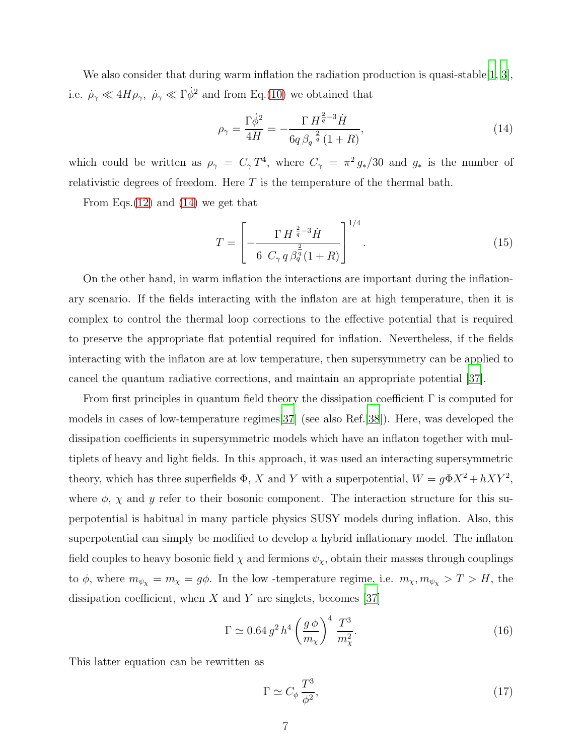We also consider that during warm inflation the radiation production is quasi-stable[1, 3], i.e. $\dot{\rho}_\gamma \ll 4H\rho_\gamma$, $\dot{\rho}_\gamma \ll \Gamma\dot{\phi}^2$ and from Eq.(10) we obtained that

$$\rho_\gamma = \frac{\Gamma\dot{\phi}^2}{4H} = -\frac{\Gamma\, H^{\frac{2}{q}-3}\dot{H}}{6q\,\beta_q^{\;\frac{2}{q}}\,(1+R)}, \tag{14}$$

which could be written as $\rho_\gamma = C_\gamma T^4$, where $C_\gamma = \pi^2 g_*/30$ and $g_*$ is the number of relativistic degrees of freedom. Here $T$ is the temperature of the thermal bath.

From Eqs.(12) and (14) we get that

$$T = \left[ -\frac{\Gamma\, H^{\frac{2}{q}-3}\dot{H}}{6\;\; C_\gamma\, q\,\beta_q^{\frac{2}{q}}(1+R)} \right]^{1/4}. \tag{15}$$

On the other hand, in warm inflation the interactions are important during the inflationary scenario. If the fields interacting with the inflaton are at high temperature, then it is complex to control the thermal loop corrections to the effective potential that is required to preserve the appropriate flat potential required for inflation. Nevertheless, if the fields interacting with the inflaton are at low temperature, then supersymmetry can be applied to cancel the quantum radiative corrections, and maintain an appropriate potential [37].

From first principles in quantum field theory the dissipation coefficient $\Gamma$ is computed for models in cases of low-temperature regimes[37] (see also Ref.[38]). Here, was developed the dissipation coefficients in supersymmetric models which have an inflaton together with multiplets of heavy and light fields. In this approach, it was used an interacting supersymmetric theory, which has three superfields $\Phi$, $X$ and $Y$ with a superpotential, $W = g\Phi X^2 + hXY^2$, where $\phi$, $\chi$ and $y$ refer to their bosonic component. The interaction structure for this superpotential is habitual in many particle physics SUSY models during inflation. Also, this superpotential can simply be modified to develop a hybrid inflationary model. The inflaton field couples to heavy bosonic field $\chi$ and fermions $\psi_\chi$, obtain their masses through couplings to $\phi$, where $m_{\psi_\chi} = m_\chi = g\phi$. In the low -temperature regime, i.e. $m_\chi, m_{\psi_\chi} > T > H$, the dissipation coefficient, when $X$ and $Y$ are singlets, becomes [37]

$$\Gamma \simeq 0.64\, g^2\, h^4 \left(\frac{g\,\phi}{m_\chi}\right)^4 \frac{T^3}{m_\chi^2}. \tag{16}$$

This latter equation can be rewritten as

$$\Gamma \simeq C_\phi\, \frac{T^3}{\phi^2}, \tag{17}$$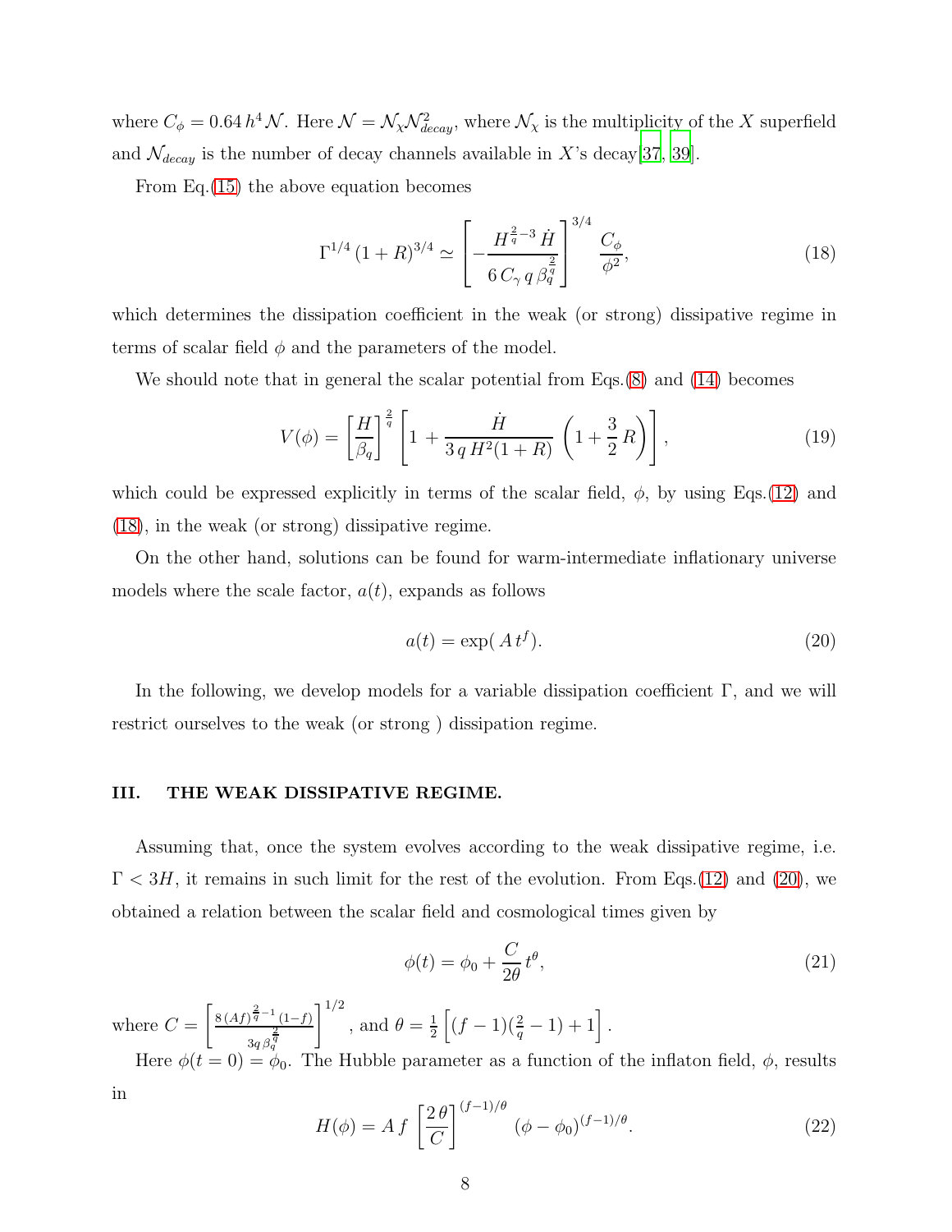where $C_\phi = 0.64\, h^4 \mathcal{N}$. Here $\mathcal{N} = \mathcal{N}_\chi \mathcal{N}_{decay}^2$, where $\mathcal{N}_\chi$ is the multiplicity of the $X$ superfield and $\mathcal{N}_{decay}$ is the number of decay channels available in $X$'s decay[37, 39].

From Eq.(15) the above equation becomes

$$\Gamma^{1/4}\,(1+R)^{3/4} \simeq \left[-\frac{H^{\frac{2}{q}-3}\,\dot{H}}{6\,C_\gamma\, q\, \beta_q^{\frac{2}{q}}}\right]^{3/4} \frac{C_\phi}{\phi^2}, \tag{18}$$

which determines the dissipation coefficient in the weak (or strong) dissipative regime in terms of scalar field $\phi$ and the parameters of the model.

We should note that in general the scalar potential from Eqs.(8) and (14) becomes

$$V(\phi) = \left[\frac{H}{\beta_q}\right]^{\frac{2}{q}} \left[1 + \frac{\dot{H}}{3\,q\,H^2(1+R)}\,\left(1+\frac{3}{2}\,R\right)\right], \tag{19}$$

which could be expressed explicitly in terms of the scalar field, $\phi$, by using Eqs.(12) and (18), in the weak (or strong) dissipative regime.

On the other hand, solutions can be found for warm-intermediate inflationary universe models where the scale factor, $a(t)$, expands as follows

$$a(t) = \exp(\,A\,t^f). \tag{20}$$

In the following, we develop models for a variable dissipation coefficient $\Gamma$, and we will restrict ourselves to the weak (or strong ) dissipation regime.

## III. THE WEAK DISSIPATIVE REGIME.

Assuming that, once the system evolves according to the weak dissipative regime, i.e. $\Gamma < 3H$, it remains in such limit for the rest of the evolution. From Eqs.(12) and (20), we obtained a relation between the scalar field and cosmological times given by

$$\phi(t) = \phi_0 + \frac{C}{2\theta}\,t^\theta, \tag{21}$$

where $C = \left[\frac{8\,(Af)^{\frac{2}{q}-1}\,(1-f)}{3q\,\beta_q^{\frac{2}{q}}}\right]^{1/2}$, and $\theta = \frac{1}{2}\left[(f-1)(\frac{2}{q}-1)+1\right]$.

Here $\phi(t=0) = \phi_0$. The Hubble parameter as a function of the inflaton field, $\phi$, results in

$$H(\phi) = A\,f\,\left[\frac{2\,\theta}{C}\right]^{(f-1)/\theta}\,(\phi-\phi_0)^{(f-1)/\theta}. \tag{22}$$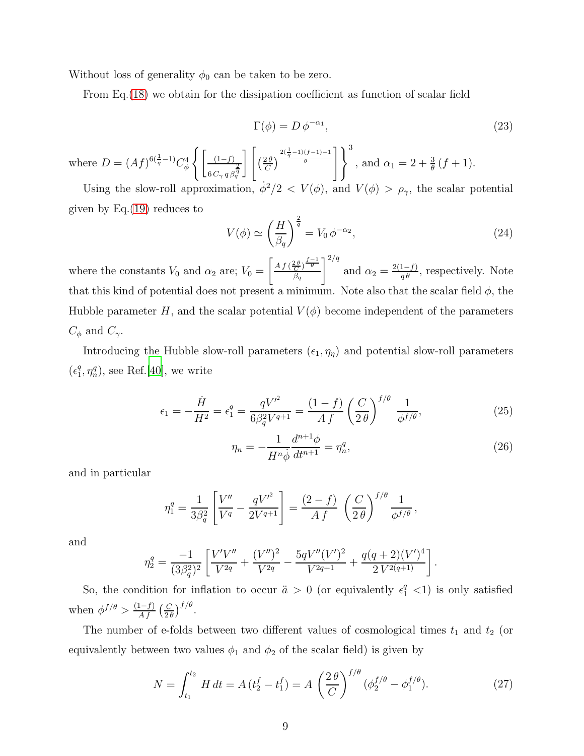Without loss of generality $\phi_0$ can be taken to be zero.

From Eq.(18) we obtain for the dissipation coefficient as function of scalar field

$$\Gamma(\phi) = D\,\phi^{-\alpha_1}, \tag{23}$$

where $D = (Af)^{6(\frac{1}{q}-1)} C_\phi^4 \left\{ \left[ \frac{(1-f)}{6\,C_\gamma\,q\,\beta_q^{\frac{2}{q}}} \right] \left[ \left(\frac{2\,\theta}{C}\right)^{\frac{2(\frac{1}{q}-1)(f-1)-1}{\theta}} \right] \right\}^3$, and $\alpha_1 = 2 + \frac{3}{\theta}\,(f+1)$.

Using the slow-roll approximation, $\dot{\phi}^2/2 < V(\phi)$, and $V(\phi) > \rho_\gamma$, the scalar potential given by Eq.(19) reduces to

$$V(\phi) \simeq \left(\frac{H}{\beta_q}\right)^{\frac{2}{q}} = V_0\,\phi^{-\alpha_2}, \tag{24}$$

where the constants $V_0$ and $\alpha_2$ are; $V_0 = \left[ \frac{A\,f\,(\frac{2\,\theta}{C})^{\frac{f-1}{\theta}}}{\beta_q} \right]^{2/q}$ and $\alpha_2 = \frac{2(1-f)}{q\,\theta}$, respectively. Note that this kind of potential does not present a minimum. Note also that the scalar field $\phi$, the Hubble parameter $H$, and the scalar potential $V(\phi)$ become independent of the parameters $C_\phi$ and $C_\gamma$.

Introducing the Hubble slow-roll parameters $(\epsilon_1, \eta_\eta)$ and potential slow-roll parameters $(\epsilon_1^q, \eta_n^q)$, see Ref.[40], we write

$$\epsilon_1 = -\frac{\dot{H}}{H^2} = \epsilon_1^q = \frac{qV'^2}{6\beta_q^2 V^{q+1}} = \frac{(1-f)}{A\,f}\left(\frac{C}{2\,\theta}\right)^{f/\theta}\,\frac{1}{\phi^{f/\theta}}, \tag{25}$$

$$\eta_n = -\frac{1}{H^n\dot{\phi}}\frac{d^{n+1}\phi}{dt^{n+1}} = \eta_n^q, \tag{26}$$

and in particular

$$\eta_1^q = \frac{1}{3\beta_q^2}\left[\frac{V''}{V^q} - \frac{qV'^2}{2V^{q+1}}\right] = \frac{(2-f)}{A\,f}\,\left(\frac{C}{2\,\theta}\right)^{f/\theta}\,\frac{1}{\phi^{f/\theta}}\,,$$

and

$$\eta_2^q = \frac{-1}{(3\beta_q^2)^2}\left[\frac{V'V''}{V^{2q}} + \frac{(V'')^2}{V^{2q}} - \frac{5qV''(V')^2}{V^{2q+1}} + \frac{q(q+2)(V')^4}{2\,V^{2(q+1)}}\right].$$

So, the condition for inflation to occur $\ddot{a} > 0$ (or equivalently $\epsilon_1^q < 1$) is only satisfied when $\phi^{f/\theta} > \frac{(1-f)}{A\,f}\left(\frac{C}{2\theta}\right)^{f/\theta}$.

The number of e-folds between two different values of cosmological times $t_1$ and $t_2$ (or equivalently between two values $\phi_1$ and $\phi_2$ of the scalar field) is given by

$$N = \int_{t_1}^{t_2} H\,dt = A\,(t_2^f - t_1^f) = A\,\left(\frac{2\,\theta}{C}\right)^{f/\theta}\,(\phi_2^{f/\theta} - \phi_1^{f/\theta}). \tag{27}$$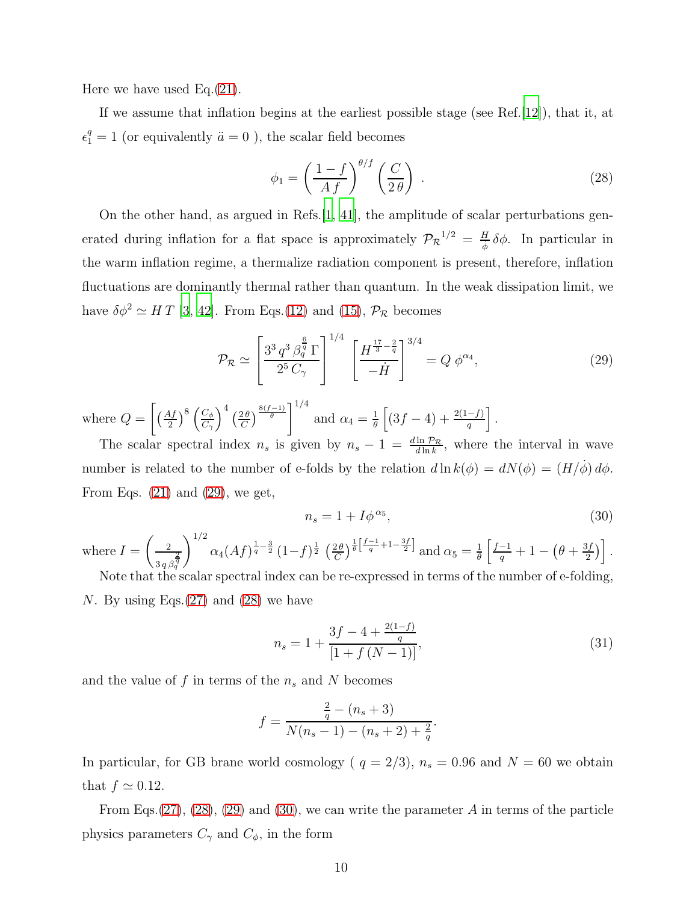Here we have used Eq.(21).

If we assume that inflation begins at the earliest possible stage (see Ref.[12]), that it, at $\epsilon_1^q = 1$ (or equivalently $\ddot{a} = 0$ ), the scalar field becomes

$$\phi_1 = \left(\frac{1-f}{A\,f}\right)^{\theta/f}\left(\frac{C}{2\,\theta}\right)\,. \tag{28}$$

On the other hand, as argued in Refs.[1, 41], the amplitude of scalar perturbations generated during inflation for a flat space is approximately ${\mathcal{P}_{\mathcal{R}}}^{1/2} = \frac{H}{\dot{\phi}}\,\delta\phi$. In particular in the warm inflation regime, a thermalize radiation component is present, therefore, inflation fluctuations are dominantly thermal rather than quantum. In the weak dissipation limit, we have $\delta\phi^2 \simeq H\,T$ [3, 42]. From Eqs.(12) and (15), $\mathcal{P}_{\mathcal{R}}$ becomes

$$\mathcal{P}_{\mathcal{R}} \simeq \left[\frac{3^3\,q^3\,\beta_q^{\frac{6}{q}}\,\Gamma}{2^5\,C_\gamma}\right]^{1/4}\,\left[\frac{H^{\frac{17}{3}-\frac{2}{q}}}{-\dot{H}}\right]^{3/4} = Q\;\phi^{\alpha_4}, \tag{29}$$

where $Q = \left[\left(\frac{Af}{2}\right)^8\left(\frac{C_\phi}{C_\gamma}\right)^4\left(\frac{2\theta}{C}\right)^{\frac{8(f-1)}{\theta}}\right]^{1/4}$ and $\alpha_4 = \frac{1}{\theta}\left[(3f-4) + \frac{2(1-f)}{q}\right]$.

The scalar spectral index $n_s$ is given by $n_s - 1 = \frac{d\ln\mathcal{P}_{\mathcal{R}}}{d\ln k}$, where the interval in wave number is related to the number of e-folds by the relation $d\ln k(\phi) = dN(\phi) = (H/\dot{\phi})\,d\phi$. From Eqs. (21) and (29), we get,

$$n_s = 1 + I\phi^{\alpha_5}, \tag{30}$$

where $I = \left(\frac{2}{3\,q\,\beta_q^{\frac{2}{q}}}\right)^{1/2}\alpha_4(Af)^{\frac{1}{q}-\frac{3}{2}}\,(1-f)^{\frac{1}{2}}\,\left(\frac{2\theta}{C}\right)^{\frac{1}{\theta}\left[\frac{f-1}{q}+1-\frac{3f}{2}\right]}$ and $\alpha_5 = \frac{1}{\theta}\left[\frac{f-1}{q} + 1 - \left(\theta + \frac{3f}{2}\right)\right]$.

Note that the scalar spectral index can be re-expressed in terms of the number of e-folding, $N$. By using Eqs.(27) and (28) we have

$$n_s = 1 + \frac{3f - 4 + \frac{2(1-f)}{q}}{[1 + f\,(N-1)]}, \tag{31}$$

and the value of $f$ in terms of the $n_s$ and $N$ becomes

$$f = \frac{\frac{2}{q} - (n_s + 3)}{N(n_s - 1) - (n_s + 2) + \frac{2}{q}}.$$

In particular, for GB brane world cosmology ( $q = 2/3$), $n_s = 0.96$ and $N = 60$ we obtain that $f \simeq 0.12$.

From Eqs.(27), (28), (29) and (30), we can write the parameter $A$ in terms of the particle physics parameters $C_\gamma$ and $C_\phi$, in the form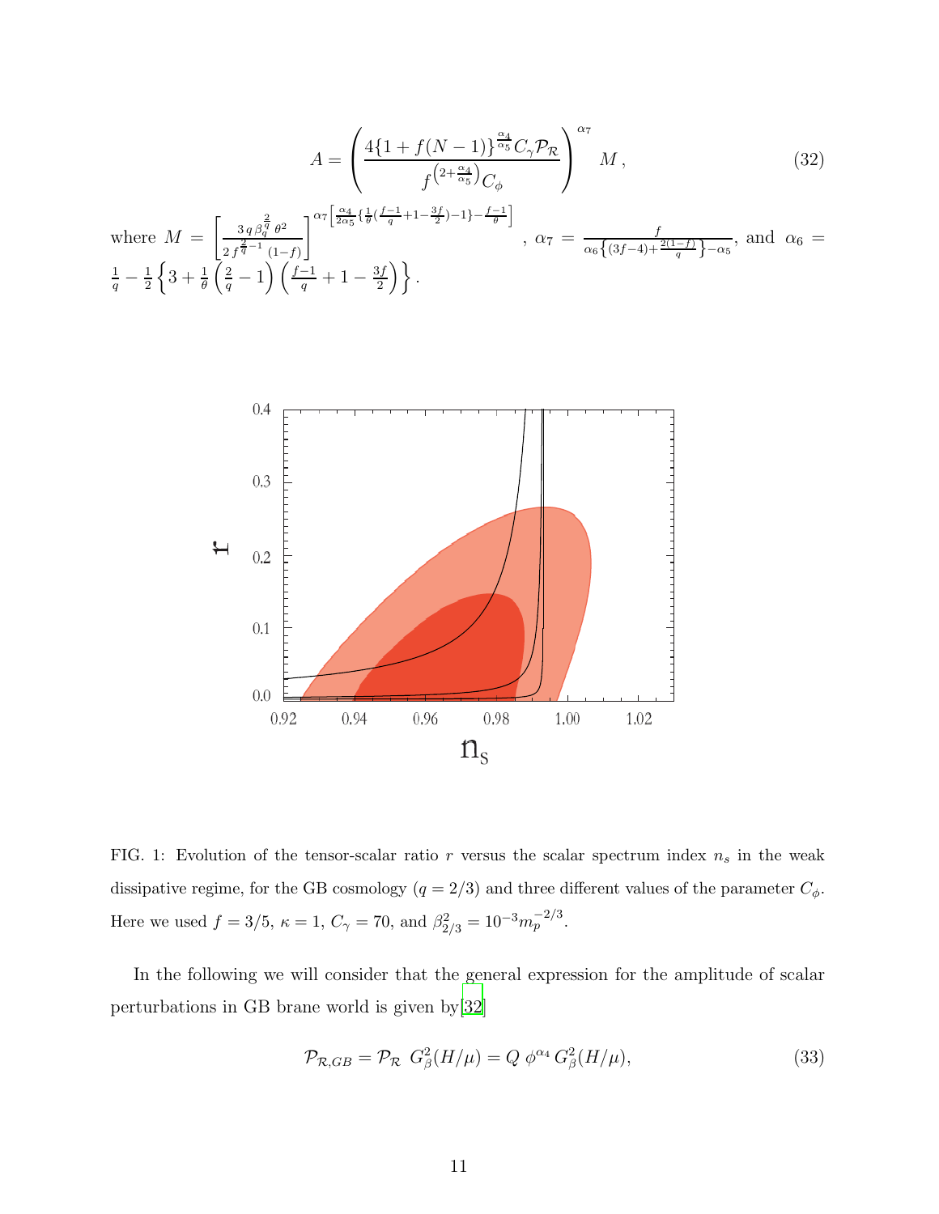$$
A = \left( \frac{4\{1 + f(N-1)\}^{\frac{\alpha_4}{\alpha_5}} C_\gamma \mathcal{P}_\mathcal{R}}{f^{\left(2+\frac{\alpha_4}{\alpha_5}\right)} C_\phi} \right)^{\alpha_7} M \,, \tag{32}
$$

where $M = \left[ \frac{3\, q\, \beta_q^{\frac{2}{q}}\, \theta^2}{2\, f^{\frac{2}{q}-1}\, (1-f)} \right]^{\alpha_7 \left[ \frac{\alpha_4}{2\alpha_5} \left\{ \frac{1}{\theta}\left( \frac{f-1}{q} + 1 - \frac{3f}{2} \right) - 1 \right\} - \frac{f-1}{\theta} \right]}$, $\alpha_7 = \frac{f}{\alpha_6 \left\{ (3f-4) + \frac{2(1-f)}{q} \right\} - \alpha_5}$, and $\alpha_6 = \frac{1}{q} - \frac{1}{2} \left\{ 3 + \frac{1}{\theta} \left( \frac{2}{q} - 1 \right) \left( \frac{f-1}{q} + 1 - \frac{3f}{2} \right) \right\}$.

FIG. 1: Evolution of the tensor-scalar ratio $r$ versus the scalar spectrum index $n_s$ in the weak dissipative regime, for the GB cosmology ($q = 2/3$) and three different values of the parameter $C_\phi$. Here we used $f = 3/5$, $\kappa = 1$, $C_\gamma = 70$, and $\beta_{2/3}^2 = 10^{-3} m_p^{-2/3}$.

In the following we will consider that the general expression for the amplitude of scalar perturbations in GB brane world is given by[32]

$$
\mathcal{P}_{\mathcal{R},GB} = \mathcal{P}_\mathcal{R}\ G_\beta^2(H/\mu) = Q\ \phi^{\alpha_4}\, G_\beta^2(H/\mu), \tag{33}
$$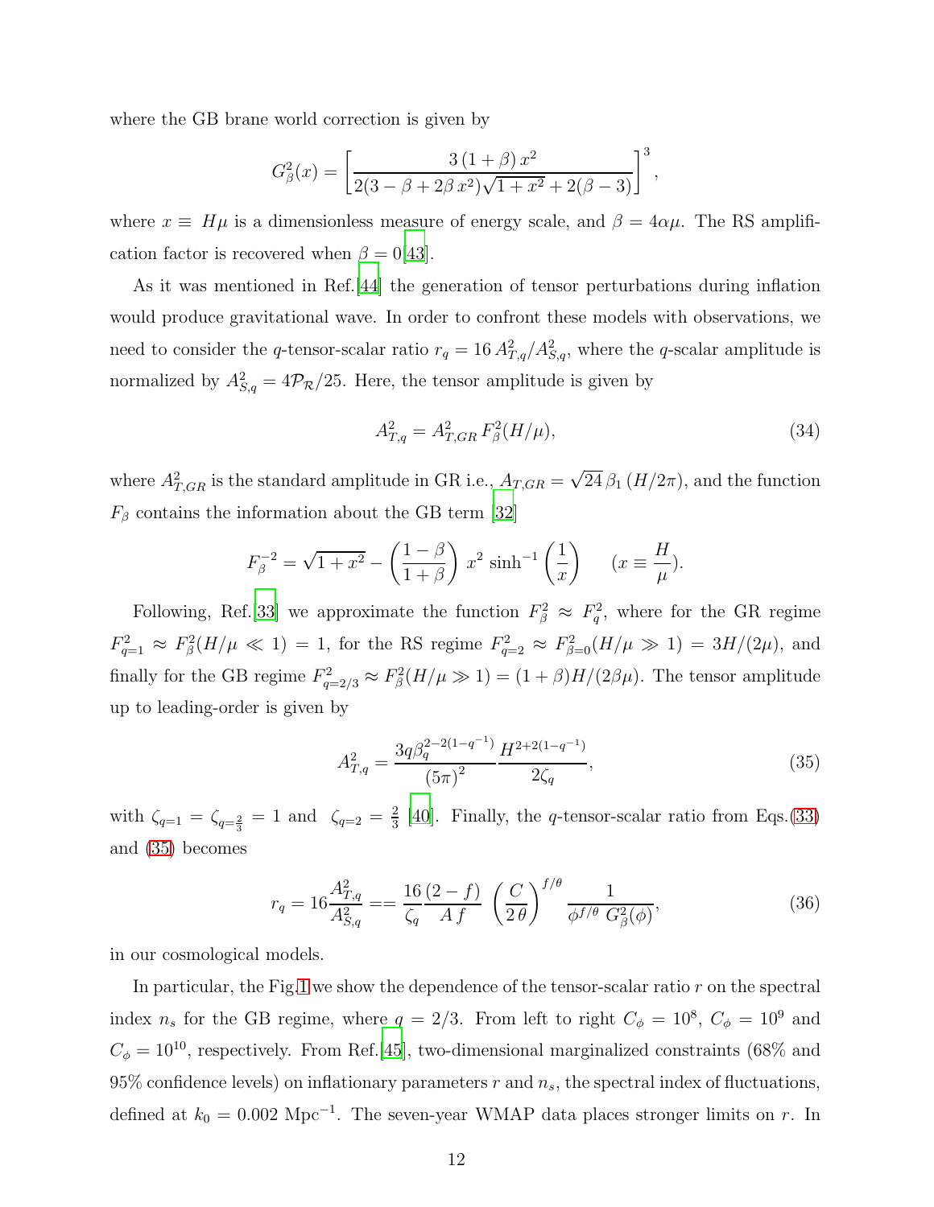where the GB brane world correction is given by

$$G_\beta^2(x) = \left[\frac{3\,(1+\beta)\,x^2}{2(3-\beta+2\beta\,x^2)\sqrt{1+x^2}+2(\beta-3)}\right]^3,$$

where $x \equiv H\mu$ is a dimensionless measure of energy scale, and $\beta = 4\alpha\mu$. The RS amplification factor is recovered when $\beta = 0$[43].

As it was mentioned in Ref.[44] the generation of tensor perturbations during inflation would produce gravitational wave. In order to confront these models with observations, we need to consider the $q$-tensor-scalar ratio $r_q = 16\,A_{T,q}^2/A_{S,q}^2$, where the $q$-scalar amplitude is normalized by $A_{S,q}^2 = 4\mathcal{P}_\mathcal{R}/25$. Here, the tensor amplitude is given by

$$A_{T,q}^2 = A_{T,GR}^2\,F_\beta^2(H/\mu), \tag{34}$$

where $A_{T,GR}^2$ is the standard amplitude in GR i.e., $A_{T,GR} = \sqrt{24}\,\beta_1\,(H/2\pi)$, and the function $F_\beta$ contains the information about the GB term [32]

$$F_\beta^{-2} = \sqrt{1+x^2} - \left(\frac{1-\beta}{1+\beta}\right)\,x^2\,\sinh^{-1}\left(\frac{1}{x}\right) \qquad (x \equiv \frac{H}{\mu}).$$

Following, Ref.[33] we approximate the function $F_\beta^2 \approx F_q^2$, where for the GR regime $F_{q=1}^2 \approx F_\beta^2(H/\mu \ll 1) = 1$, for the RS regime $F_{q=2}^2 \approx F_{\beta=0}^2(H/\mu \gg 1) = 3H/(2\mu)$, and finally for the GB regime $F_{q=2/3}^2 \approx F_\beta^2(H/\mu \gg 1) = (1+\beta)H/(2\beta\mu)$. The tensor amplitude up to leading-order is given by

$$A_{T,q}^2 = \frac{3q\beta_q^{2-2(1-q^{-1})}}{(5\pi)^2}\frac{H^{2+2(1-q^{-1})}}{2\zeta_q}, \tag{35}$$

with $\zeta_{q=1} = \zeta_{q=\frac{2}{3}} = 1$ and $\zeta_{q=2} = \frac{2}{3}$ [40]. Finally, the $q$-tensor-scalar ratio from Eqs.(33) and (35) becomes

$$r_q = 16\frac{A_{T,q}^2}{A_{S,q}^2} == \frac{16}{\zeta_q}\frac{(2-f)}{A\,f}\,\left(\frac{C}{2\,\theta}\right)^{f/\theta}\frac{1}{\phi^{f/\theta}\,G_\beta^2(\phi)}, \tag{36}$$

in our cosmological models.

In particular, the Fig.1 we show the dependence of the tensor-scalar ratio $r$ on the spectral index $n_s$ for the GB regime, where $q = 2/3$. From left to right $C_\phi = 10^8$, $C_\phi = 10^9$ and $C_\phi = 10^{10}$, respectively. From Ref.[45], two-dimensional marginalized constraints (68% and 95% confidence levels) on inflationary parameters $r$ and $n_s$, the spectral index of fluctuations, defined at $k_0 = 0.002$ Mpc$^{-1}$. The seven-year WMAP data places stronger limits on $r$. In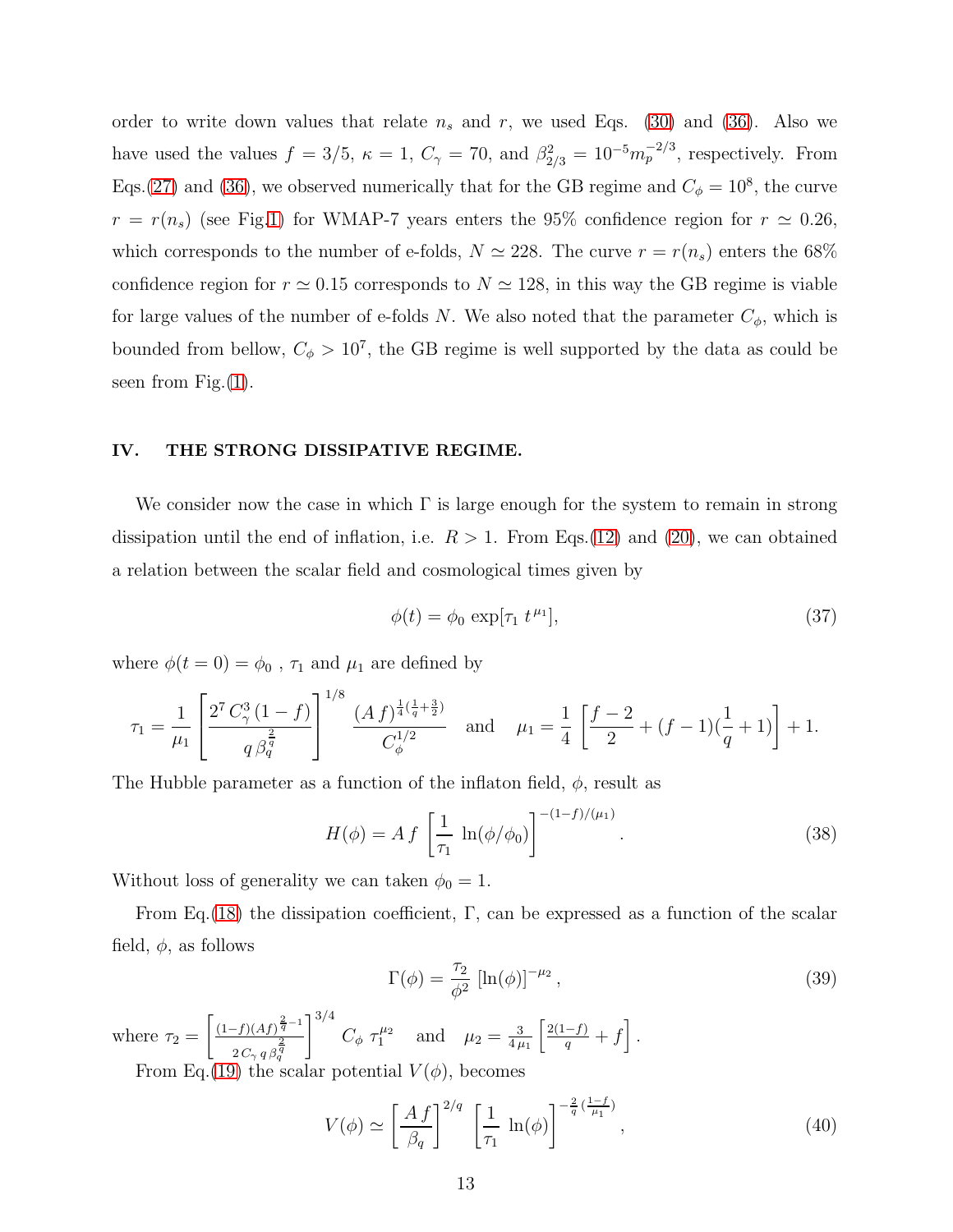order to write down values that relate $n_s$ and $r$, we used Eqs. (30) and (36). Also we have used the values $f = 3/5$, $\kappa = 1$, $C_\gamma = 70$, and $\beta_{2/3}^2 = 10^{-5} m_p^{-2/3}$, respectively. From Eqs.(27) and (36), we observed numerically that for the GB regime and $C_\phi = 10^8$, the curve $r = r(n_s)$ (see Fig.1) for WMAP-7 years enters the 95% confidence region for $r \simeq 0.26$, which corresponds to the number of e-folds, $N \simeq 228$. The curve $r = r(n_s)$ enters the 68% confidence region for $r \simeq 0.15$ corresponds to $N \simeq 128$, in this way the GB regime is viable for large values of the number of e-folds $N$. We also noted that the parameter $C_\phi$, which is bounded from bellow, $C_\phi > 10^7$, the GB regime is well supported by the data as could be seen from Fig.(1).

## IV. THE STRONG DISSIPATIVE REGIME.

We consider now the case in which $\Gamma$ is large enough for the system to remain in strong dissipation until the end of inflation, i.e. $R > 1$. From Eqs.(12) and (20), we can obtained a relation between the scalar field and cosmological times given by

$$\phi(t) = \phi_0 \exp[\tau_1 \, t^{\mu_1}], \tag{37}$$

where $\phi(t = 0) = \phi_0$ , $\tau_1$ and $\mu_1$ are defined by

$$\tau_1 = \frac{1}{\mu_1} \left[ \frac{2^7 \, C_\gamma^3 \, (1-f)}{q \, \beta_q^{\frac{2}{q}}} \right]^{1/8} \frac{(A\, f)^{\frac{1}{4}(\frac{1}{q}+\frac{3}{2})}}{C_\phi^{1/2}} \quad \text{and} \quad \mu_1 = \frac{1}{4} \left[ \frac{f-2}{2} + (f-1)(\frac{1}{q}+1) \right] + 1.$$

The Hubble parameter as a function of the inflaton field, $\phi$, result as

$$H(\phi) = A \, f \, \left[ \frac{1}{\tau_1} \, \ln(\phi/\phi_0) \right]^{-(1-f)/(\mu_1)}. \tag{38}$$

Without loss of generality we can taken $\phi_0 = 1$.

From Eq.(18) the dissipation coefficient, $\Gamma$, can be expressed as a function of the scalar field, $\phi$, as follows

$$\Gamma(\phi) = \frac{\tau_2}{\phi^2} \, [\ln(\phi)]^{-\mu_2}, \tag{39}$$

where $\tau_2 = \left[ \frac{(1-f)(Af)^{\frac{2}{q}-1}}{2\, C_\gamma \, q \, \beta_q^{\frac{2}{q}}} \right]^{3/4} C_\phi \; \tau_1^{\mu_2}$ and $\mu_2 = \frac{3}{4\mu_1} \left[ \frac{2(1-f)}{q} + f \right]$.

From Eq.(19) the scalar potential $V(\phi)$, becomes

$$V(\phi) \simeq \left[ \frac{A\, f}{\beta_q} \right]^{2/q} \, \left[ \frac{1}{\tau_1} \, \ln(\phi) \right]^{-\frac{2}{q}(\frac{1-f}{\mu_1})}, \tag{40}$$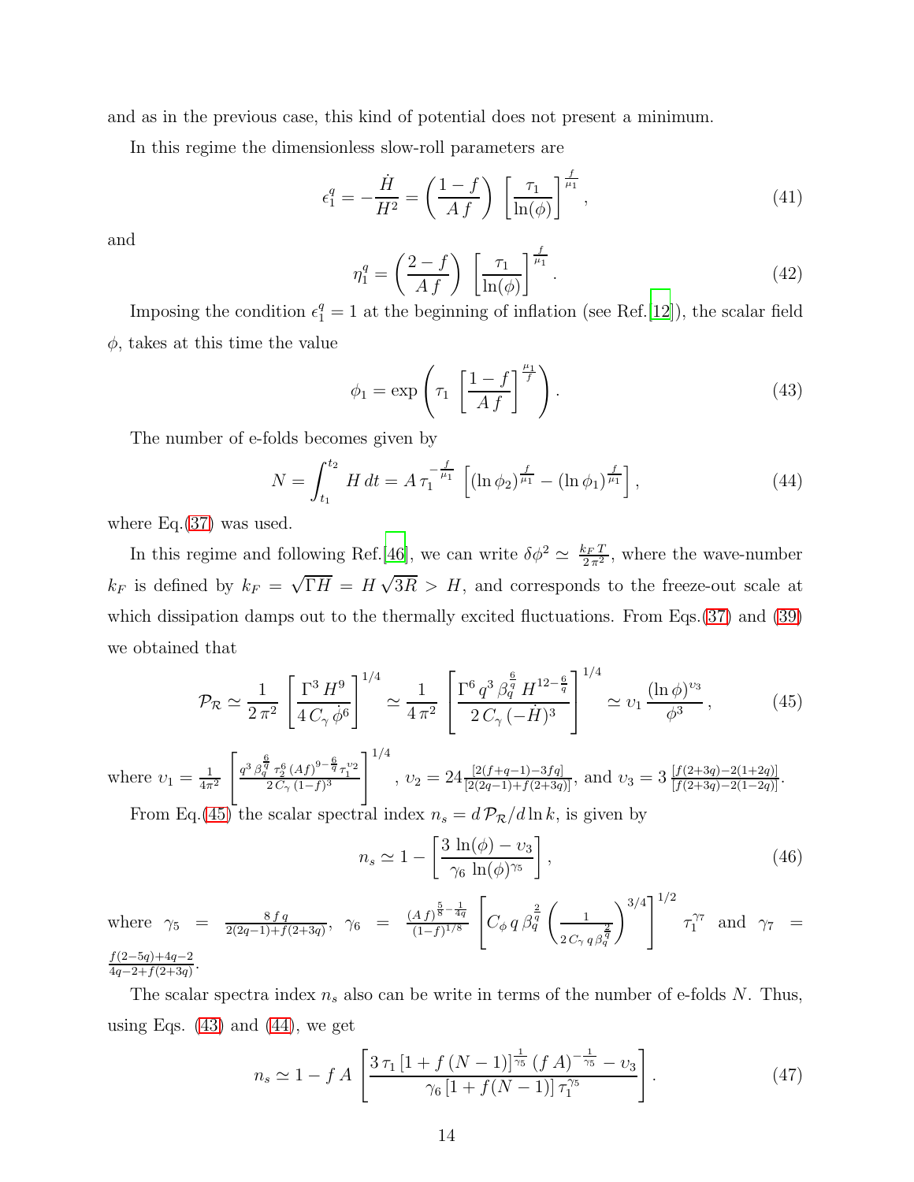and as in the previous case, this kind of potential does not present a minimum.

In this regime the dimensionless slow-roll parameters are

$$\epsilon_1^q = -\frac{\dot{H}}{H^2} = \left(\frac{1-f}{A\,f}\right)\,\left[\frac{\tau_1}{\ln(\phi)}\right]^{\frac{f}{\mu_1}}, \tag{41}$$

and

$$\eta_1^q = \left(\frac{2-f}{A\,f}\right)\,\left[\frac{\tau_1}{\ln(\phi)}\right]^{\frac{f}{\mu_1}}. \tag{42}$$

Imposing the condition $\epsilon_1^q = 1$ at the beginning of inflation (see Ref.[12]), the scalar field $\phi$, takes at this time the value

$$\phi_1 = \exp\left(\tau_1\,\left[\frac{1-f}{A\,f}\right]^{\frac{\mu_1}{f}}\right). \tag{43}$$

The number of e-folds becomes given by

$$N = \int_{t_1}^{t_2} H\,dt = A\,\tau_1^{-\frac{f}{\mu_1}}\,\left[(\ln\phi_2)^{\frac{f}{\mu_1}} - (\ln\phi_1)^{\frac{f}{\mu_1}}\right], \tag{44}$$

where Eq.(37) was used.

In this regime and following Ref.[46], we can write $\delta\phi^2 \simeq \frac{k_F\,T}{2\,\pi^2}$, where the wave-number $k_F$ is defined by $k_F = \sqrt{\Gamma H} = H\,\sqrt{3R} > H$, and corresponds to the freeze-out scale at which dissipation damps out to the thermally excited fluctuations. From Eqs.(37) and (39) we obtained that

$$\mathcal{P}_{\mathcal{R}} \simeq \frac{1}{2\,\pi^2}\,\left[\frac{\Gamma^3\,H^9}{4\,C_\gamma\,\dot{\phi}^6}\right]^{1/4} \simeq \frac{1}{4\,\pi^2}\,\left[\frac{\Gamma^6\,q^3\,\beta_q^{\frac{6}{q}}\,H^{12-\frac{6}{q}}}{2\,C_\gamma\,(-\dot{H})^3}\right]^{1/4} \simeq \upsilon_1\,\frac{(\ln\phi)^{\upsilon_3}}{\phi^3}, \tag{45}$$

where $\upsilon_1 = \frac{1}{4\pi^2}\left[\frac{q^3\,\beta_q^{\frac{6}{q}}\,\tau_2^6\,(Af)^{9-\frac{6}{q}}\,\tau_1^{\upsilon_2}}{2\,C_\gamma\,(1-f)^3}\right]^{1/4}$, $\upsilon_2 = 24\frac{[2(f+q-1)-3fq]}{[2(2q-1)+f(2+3q)]}$, and $\upsilon_3 = 3\,\frac{[f(2+3q)-2(1+2q)]}{[f(2+3q)-2(1-2q)]}$.

From Eq.(45) the scalar spectral index $n_s = d\,\mathcal{P}_{\mathcal{R}}/d\ln k$, is given by

$$n_s \simeq 1 - \left[\frac{3\,\ln(\phi) - \upsilon_3}{\gamma_6\,\ln(\phi)^{\gamma_5}}\right], \tag{46}$$

where $\gamma_5 = \frac{8\,f\,q}{2(2q-1)+f(2+3q)}$, $\gamma_6 = \frac{(A\,f)^{\frac{5}{8}-\frac{1}{4q}}}{(1-f)^{1/8}}\left[C_\phi\,q\,\beta_q^{\frac{2}{q}}\left(\frac{1}{2\,C_\gamma\,q\,\beta_q^{\frac{2}{q}}}\right)^{3/4}\right]^{1/2}\tau_1^{\gamma_7}$ and $\gamma_7 = \frac{f(2-5q)+4q-2}{4q-2+f(2+3q)}$.

The scalar spectra index $n_s$ also can be write in terms of the number of e-folds $N$. Thus, using Eqs. (43) and (44), we get

$$n_s \simeq 1 - f\,A\,\left[\frac{3\,\tau_1\,[1+f\,(N-1)]^{\frac{1}{\gamma_5}}\,(f\,A)^{-\frac{1}{\gamma_5}} - \upsilon_3}{\gamma_6\,[1+f(N-1)]\,\tau_1^{\gamma_5}}\right]. \tag{47}$$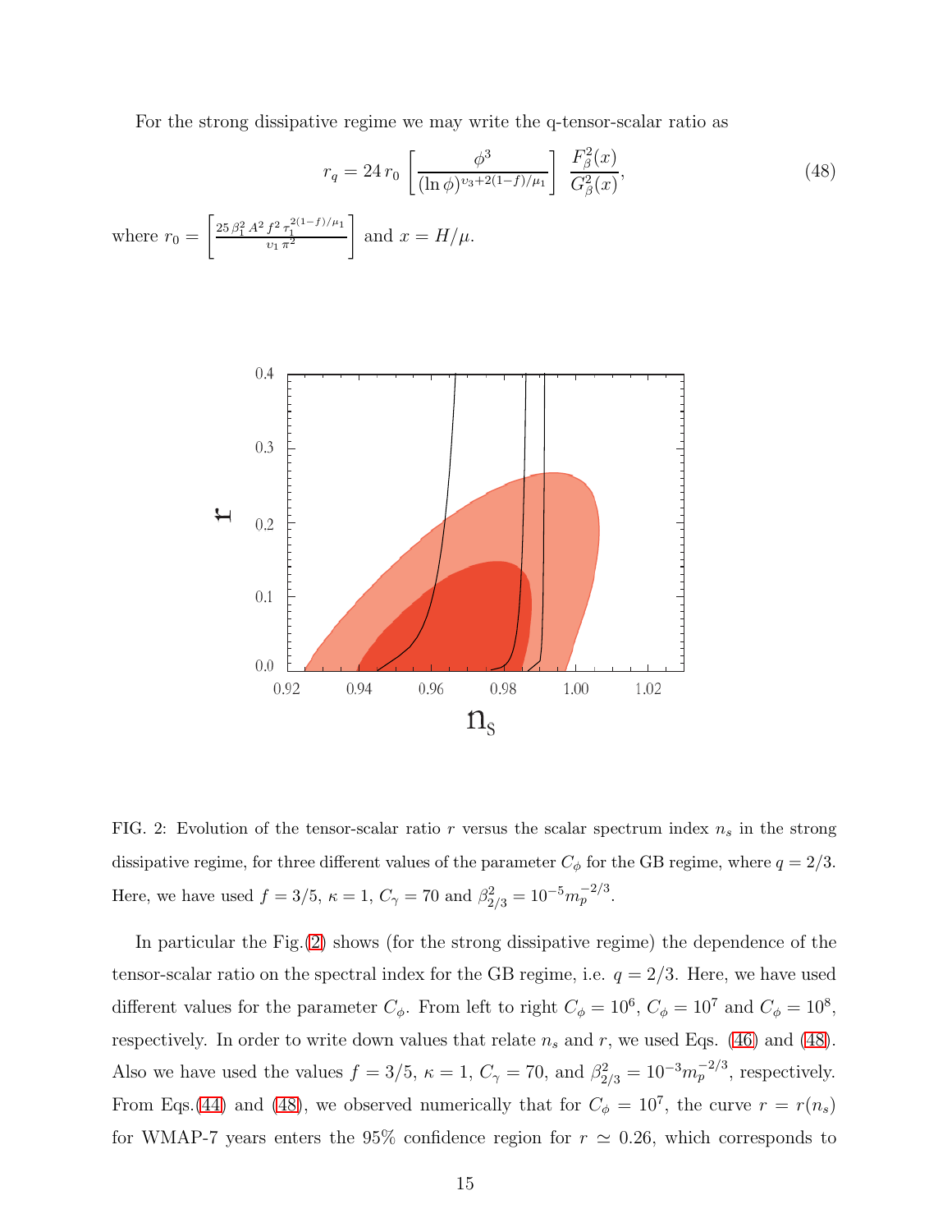For the strong dissipative regime we may write the q-tensor-scalar ratio as

$$r_q = 24\, r_0 \left[\frac{\phi^3}{(\ln\phi)^{\upsilon_3+2(1-f)/\mu_1}}\right]\, \frac{F_\beta^2(x)}{G_\beta^2(x)}, \tag{48}$$

where $r_0 = \left[\frac{25\,\beta_1^2\,A^2\,f^2\,\tau_1^{2(1-f)/\mu_1}}{\upsilon_1\,\pi^2}\right]$ and $x = H/\mu$.

FIG. 2: Evolution of the tensor-scalar ratio $r$ versus the scalar spectrum index $n_s$ in the strong dissipative regime, for three different values of the parameter $C_\phi$ for the GB regime, where $q = 2/3$. Here, we have used $f = 3/5$, $\kappa = 1$, $C_\gamma = 70$ and $\beta_{2/3}^2 = 10^{-5} m_p^{-2/3}$.

In particular the Fig.(2) shows (for the strong dissipative regime) the dependence of the tensor-scalar ratio on the spectral index for the GB regime, i.e. $q = 2/3$. Here, we have used different values for the parameter $C_\phi$. From left to right $C_\phi = 10^6$, $C_\phi = 10^7$ and $C_\phi = 10^8$, respectively. In order to write down values that relate $n_s$ and $r$, we used Eqs. (46) and (48). Also we have used the values $f = 3/5$, $\kappa = 1$, $C_\gamma = 70$, and $\beta_{2/3}^2 = 10^{-3} m_p^{-2/3}$, respectively. From Eqs.(44) and (48), we observed numerically that for $C_\phi = 10^7$, the curve $r = r(n_s)$ for WMAP-7 years enters the 95% confidence region for $r \simeq 0.26$, which corresponds to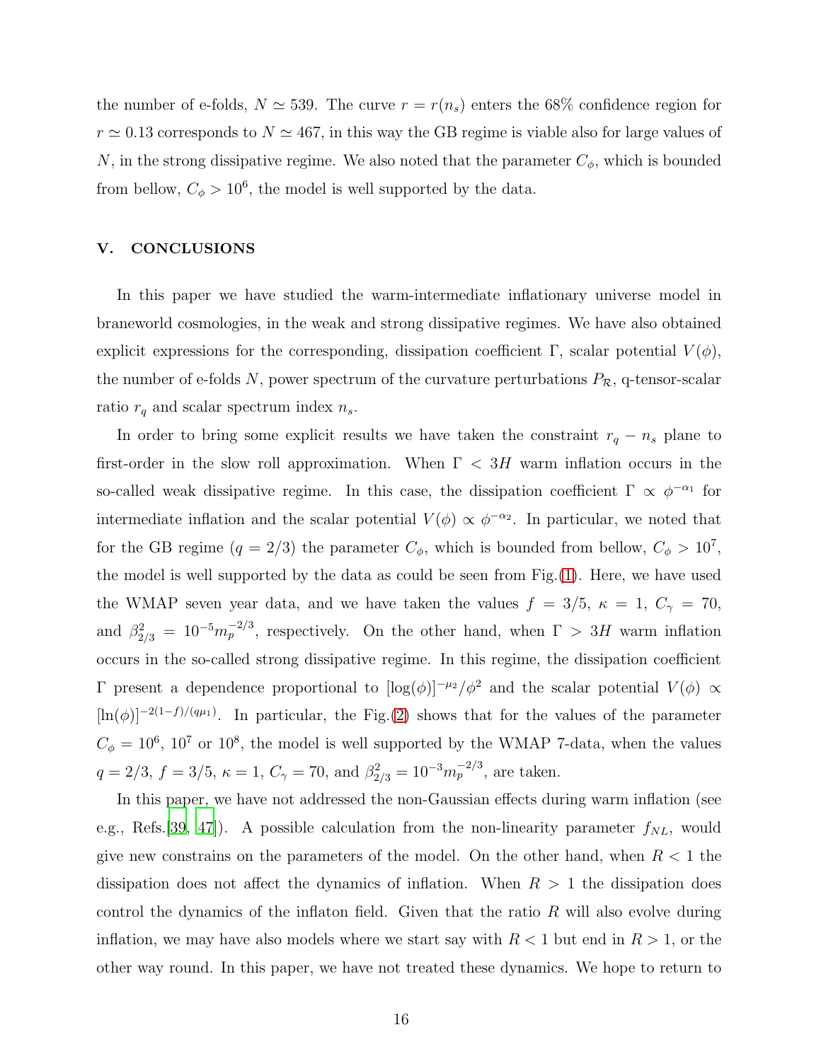the number of e-folds, $N \simeq 539$. The curve $r = r(n_s)$ enters the 68% confidence region for $r \simeq 0.13$ corresponds to $N \simeq 467$, in this way the GB regime is viable also for large values of $N$, in the strong dissipative regime. We also noted that the parameter $C_\phi$, which is bounded from bellow, $C_\phi > 10^6$, the model is well supported by the data.

## V. CONCLUSIONS

In this paper we have studied the warm-intermediate inflationary universe model in braneworld cosmologies, in the weak and strong dissipative regimes. We have also obtained explicit expressions for the corresponding, dissipation coefficient $\Gamma$, scalar potential $V(\phi)$, the number of e-folds $N$, power spectrum of the curvature perturbations $P_{\mathcal{R}}$, q-tensor-scalar ratio $r_q$ and scalar spectrum index $n_s$.

In order to bring some explicit results we have taken the constraint $r_q - n_s$ plane to first-order in the slow roll approximation. When $\Gamma < 3H$ warm inflation occurs in the so-called weak dissipative regime. In this case, the dissipation coefficient $\Gamma \propto \phi^{-\alpha_1}$ for intermediate inflation and the scalar potential $V(\phi) \propto \phi^{-\alpha_2}$. In particular, we noted that for the GB regime ($q = 2/3$) the parameter $C_\phi$, which is bounded from bellow, $C_\phi > 10^7$, the model is well supported by the data as could be seen from Fig.(1). Here, we have used the WMAP seven year data, and we have taken the values $f = 3/5$, $\kappa = 1$, $C_\gamma = 70$, and $\beta^2_{2/3} = 10^{-5} m_p^{-2/3}$, respectively. On the other hand, when $\Gamma > 3H$ warm inflation occurs in the so-called strong dissipative regime. In this regime, the dissipation coefficient $\Gamma$ present a dependence proportional to $[\log(\phi)]^{-\mu_2}/\phi^2$ and the scalar potential $V(\phi) \propto [\ln(\phi)]^{-2(1-f)/(q\mu_1)}$. In particular, the Fig.(2) shows that for the values of the parameter $C_\phi = 10^6$, $10^7$ or $10^8$, the model is well supported by the WMAP 7-data, when the values $q = 2/3$, $f = 3/5$, $\kappa = 1$, $C_\gamma = 70$, and $\beta^2_{2/3} = 10^{-3} m_p^{-2/3}$, are taken.

In this paper, we have not addressed the non-Gaussian effects during warm inflation (see e.g., Refs.[39, 47]). A possible calculation from the non-linearity parameter $f_{NL}$, would give new constrains on the parameters of the model. On the other hand, when $R < 1$ the dissipation does not affect the dynamics of inflation. When $R > 1$ the dissipation does control the dynamics of the inflaton field. Given that the ratio $R$ will also evolve during inflation, we may have also models where we start say with $R < 1$ but end in $R > 1$, or the other way round. In this paper, we have not treated these dynamics. We hope to return to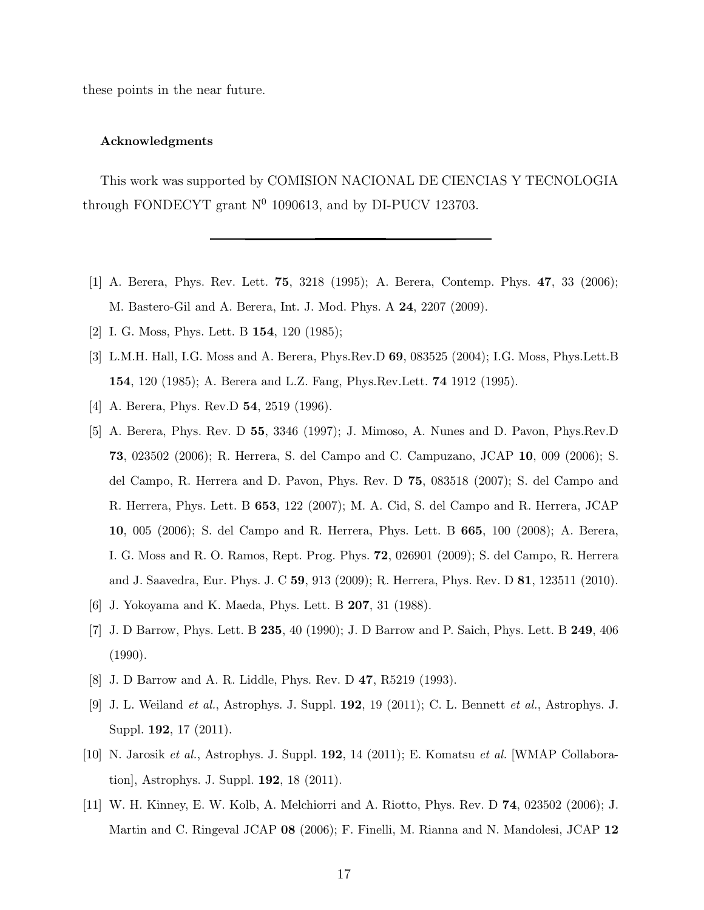these points in the near future.

### Acknowledgments

This work was supported by COMISION NACIONAL DE CIENCIAS Y TECNOLOGIA through FONDECYT grant N$^0$ 1090613, and by DI-PUCV 123703.

---

[1] A. Berera, Phys. Rev. Lett. **75**, 3218 (1995); A. Berera, Contemp. Phys. **47**, 33 (2006); M. Bastero-Gil and A. Berera, Int. J. Mod. Phys. A **24**, 2207 (2009).

[2] I. G. Moss, Phys. Lett. B **154**, 120 (1985);

[3] L.M.H. Hall, I.G. Moss and A. Berera, Phys.Rev.D **69**, 083525 (2004); I.G. Moss, Phys.Lett.B **154**, 120 (1985); A. Berera and L.Z. Fang, Phys.Rev.Lett. **74** 1912 (1995).

[4] A. Berera, Phys. Rev.D **54**, 2519 (1996).

[5] A. Berera, Phys. Rev. D **55**, 3346 (1997); J. Mimoso, A. Nunes and D. Pavon, Phys.Rev.D **73**, 023502 (2006); R. Herrera, S. del Campo and C. Campuzano, JCAP **10**, 009 (2006); S. del Campo, R. Herrera and D. Pavon, Phys. Rev. D **75**, 083518 (2007); S. del Campo and R. Herrera, Phys. Lett. B **653**, 122 (2007); M. A. Cid, S. del Campo and R. Herrera, JCAP **10**, 005 (2006); S. del Campo and R. Herrera, Phys. Lett. B **665**, 100 (2008); A. Berera, I. G. Moss and R. O. Ramos, Rept. Prog. Phys. **72**, 026901 (2009); S. del Campo, R. Herrera and J. Saavedra, Eur. Phys. J. C **59**, 913 (2009); R. Herrera, Phys. Rev. D **81**, 123511 (2010).

[6] J. Yokoyama and K. Maeda, Phys. Lett. B **207**, 31 (1988).

[7] J. D Barrow, Phys. Lett. B **235**, 40 (1990); J. D Barrow and P. Saich, Phys. Lett. B **249**, 406 (1990).

[8] J. D Barrow and A. R. Liddle, Phys. Rev. D **47**, R5219 (1993).

[9] J. L. Weiland *et al.*, Astrophys. J. Suppl. **192**, 19 (2011); C. L. Bennett *et al.*, Astrophys. J. Suppl. **192**, 17 (2011).

[10] N. Jarosik *et al.*, Astrophys. J. Suppl. **192**, 14 (2011); E. Komatsu *et al.* [WMAP Collaboration], Astrophys. J. Suppl. **192**, 18 (2011).

[11] W. H. Kinney, E. W. Kolb, A. Melchiorri and A. Riotto, Phys. Rev. D **74**, 023502 (2006); J. Martin and C. Ringeval JCAP **08** (2006); F. Finelli, M. Rianna and N. Mandolesi, JCAP **12**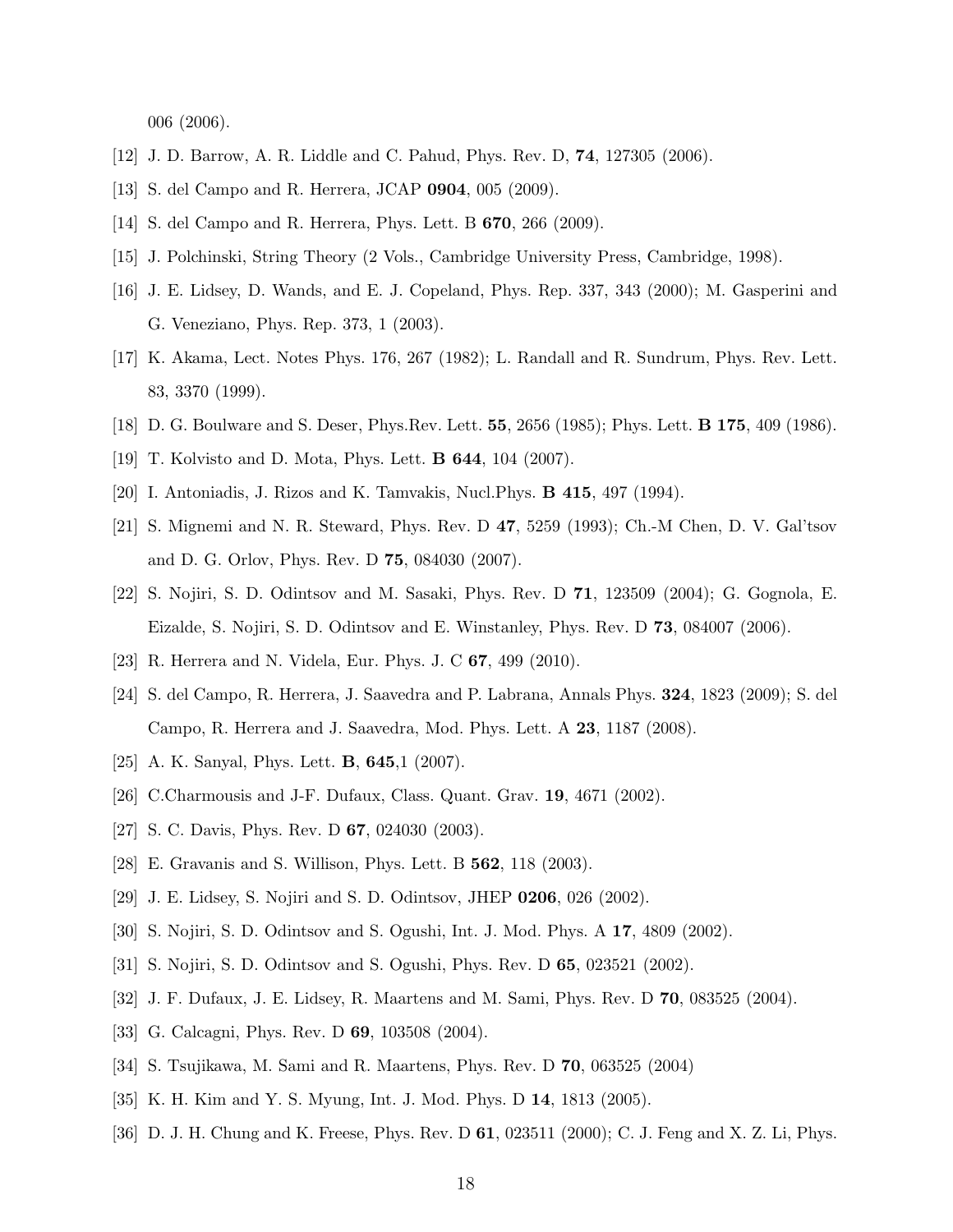006 (2006).

[12] J. D. Barrow, A. R. Liddle and C. Pahud, Phys. Rev. D, **74**, 127305 (2006).

[13] S. del Campo and R. Herrera, JCAP **0904**, 005 (2009).

[14] S. del Campo and R. Herrera, Phys. Lett. B **670**, 266 (2009).

[15] J. Polchinski, String Theory (2 Vols., Cambridge University Press, Cambridge, 1998).

[16] J. E. Lidsey, D. Wands, and E. J. Copeland, Phys. Rep. 337, 343 (2000); M. Gasperini and G. Veneziano, Phys. Rep. 373, 1 (2003).

[17] K. Akama, Lect. Notes Phys. 176, 267 (1982); L. Randall and R. Sundrum, Phys. Rev. Lett. 83, 3370 (1999).

[18] D. G. Boulware and S. Deser, Phys.Rev. Lett. **55**, 2656 (1985); Phys. Lett. **B 175**, 409 (1986).

[19] T. Kolvisto and D. Mota, Phys. Lett. **B 644**, 104 (2007).

[20] I. Antoniadis, J. Rizos and K. Tamvakis, Nucl.Phys. **B 415**, 497 (1994).

[21] S. Mignemi and N. R. Steward, Phys. Rev. D **47**, 5259 (1993); Ch.-M Chen, D. V. Gal'tsov and D. G. Orlov, Phys. Rev. D **75**, 084030 (2007).

[22] S. Nojiri, S. D. Odintsov and M. Sasaki, Phys. Rev. D **71**, 123509 (2004); G. Gognola, E. Eizalde, S. Nojiri, S. D. Odintsov and E. Winstanley, Phys. Rev. D **73**, 084007 (2006).

[23] R. Herrera and N. Videla, Eur. Phys. J. C **67**, 499 (2010).

[24] S. del Campo, R. Herrera, J. Saavedra and P. Labrana, Annals Phys. **324**, 1823 (2009); S. del Campo, R. Herrera and J. Saavedra, Mod. Phys. Lett. A **23**, 1187 (2008).

[25] A. K. Sanyal, Phys. Lett. **B**, **645**,1 (2007).

[26] C.Charmousis and J-F. Dufaux, Class. Quant. Grav. **19**, 4671 (2002).

[27] S. C. Davis, Phys. Rev. D **67**, 024030 (2003).

[28] E. Gravanis and S. Willison, Phys. Lett. B **562**, 118 (2003).

[29] J. E. Lidsey, S. Nojiri and S. D. Odintsov, JHEP **0206**, 026 (2002).

[30] S. Nojiri, S. D. Odintsov and S. Ogushi, Int. J. Mod. Phys. A **17**, 4809 (2002).

[31] S. Nojiri, S. D. Odintsov and S. Ogushi, Phys. Rev. D **65**, 023521 (2002).

[32] J. F. Dufaux, J. E. Lidsey, R. Maartens and M. Sami, Phys. Rev. D **70**, 083525 (2004).

[33] G. Calcagni, Phys. Rev. D **69**, 103508 (2004).

[34] S. Tsujikawa, M. Sami and R. Maartens, Phys. Rev. D **70**, 063525 (2004)

[35] K. H. Kim and Y. S. Myung, Int. J. Mod. Phys. D **14**, 1813 (2005).

[36] D. J. H. Chung and K. Freese, Phys. Rev. D **61**, 023511 (2000); C. J. Feng and X. Z. Li, Phys.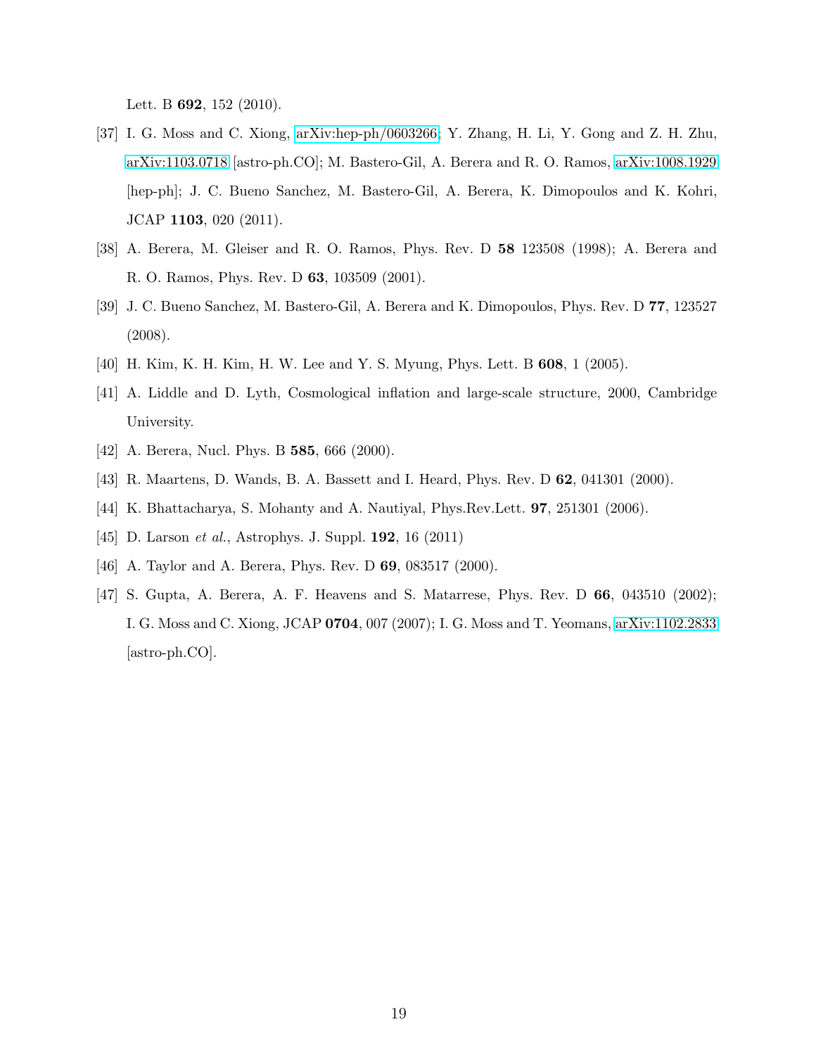Lett. B **692**, 152 (2010).

[37] I. G. Moss and C. Xiong, arXiv:hep-ph/0603266; Y. Zhang, H. Li, Y. Gong and Z. H. Zhu, arXiv:1103.0718 [astro-ph.CO]; M. Bastero-Gil, A. Berera and R. O. Ramos, arXiv:1008.1929 [hep-ph]; J. C. Bueno Sanchez, M. Bastero-Gil, A. Berera, K. Dimopoulos and K. Kohri, JCAP **1103**, 020 (2011).

[38] A. Berera, M. Gleiser and R. O. Ramos, Phys. Rev. D **58** 123508 (1998); A. Berera and R. O. Ramos, Phys. Rev. D **63**, 103509 (2001).

[39] J. C. Bueno Sanchez, M. Bastero-Gil, A. Berera and K. Dimopoulos, Phys. Rev. D **77**, 123527 (2008).

[40] H. Kim, K. H. Kim, H. W. Lee and Y. S. Myung, Phys. Lett. B **608**, 1 (2005).

[41] A. Liddle and D. Lyth, Cosmological inflation and large-scale structure, 2000, Cambridge University.

[42] A. Berera, Nucl. Phys. B **585**, 666 (2000).

[43] R. Maartens, D. Wands, B. A. Bassett and I. Heard, Phys. Rev. D **62**, 041301 (2000).

[44] K. Bhattacharya, S. Mohanty and A. Nautiyal, Phys.Rev.Lett. **97**, 251301 (2006).

[45] D. Larson *et al.*, Astrophys. J. Suppl. **192**, 16 (2011)

[46] A. Taylor and A. Berera, Phys. Rev. D **69**, 083517 (2000).

[47] S. Gupta, A. Berera, A. F. Heavens and S. Matarrese, Phys. Rev. D **66**, 043510 (2002); I. G. Moss and C. Xiong, JCAP **0704**, 007 (2007); I. G. Moss and T. Yeomans, arXiv:1102.2833 [astro-ph.CO].